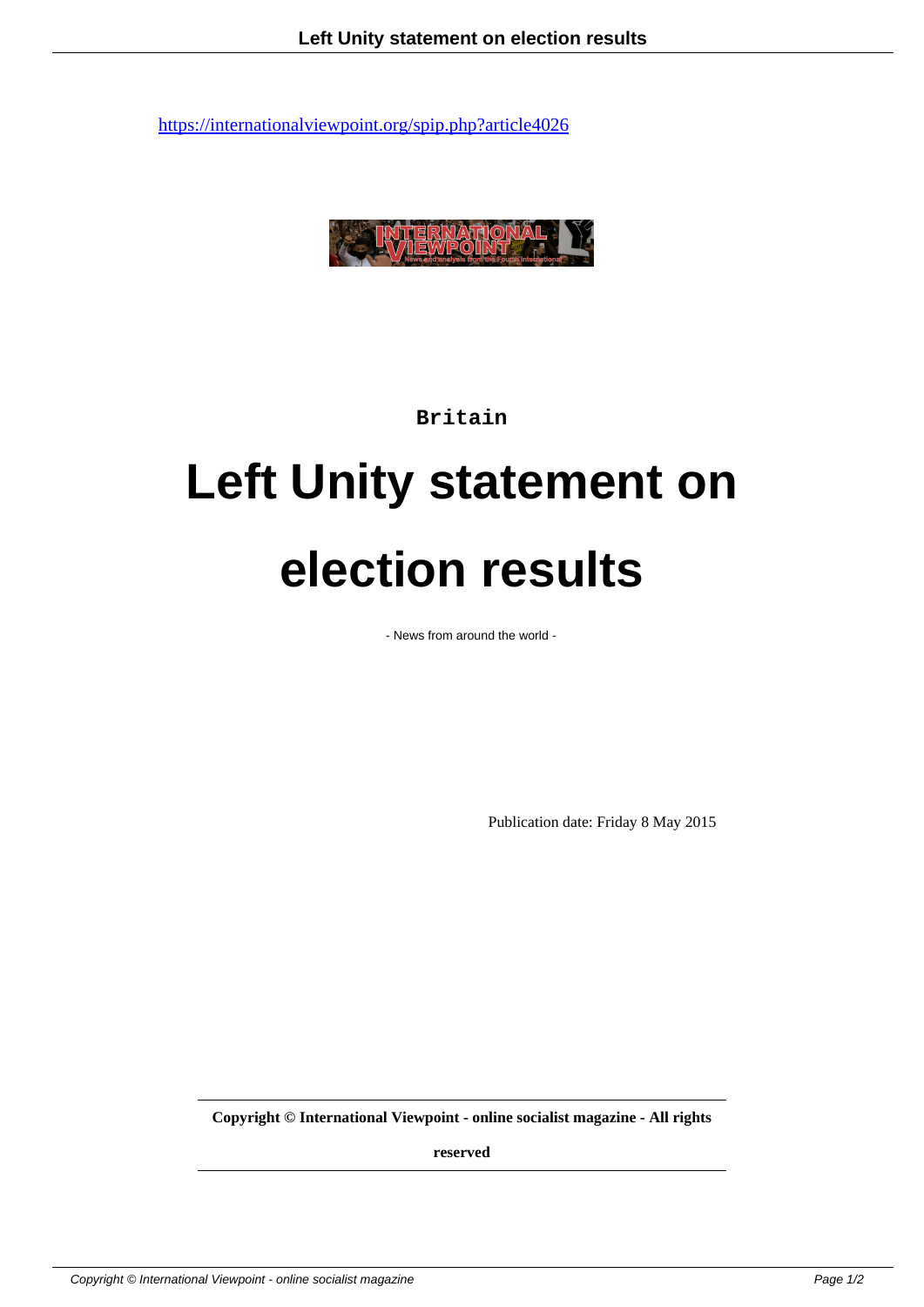https://internationalviewpoint.org/spip.php?article4026

Britain

# Left Unity statement on election results

- News from around the world -

Publication date: Friday 8 May 2015

**Copyright © International Viewpoint - online socialist magazine - All rights reserved**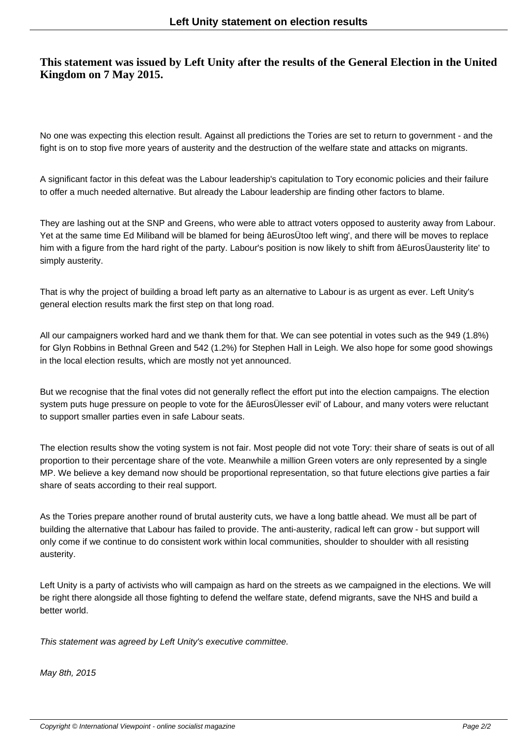**This statement was issued by Left Unity after the results of the General Election in the United Kingdom on 7 May 2015.**

No one was expecting this election result. Against all predictions the Tories are set to return to government - and the fight is on to stop five more years of austerity and the destruction of the welfare state and attacks on migrants.

A significant factor in this defeat was the Labour leadership's capitulation to Tory economic policies and their failure to offer a much needed alternative. But already the Labour leadership are finding other factors to blame.

They are lashing out at the SNP and Greens, who were able to attract voters opposed to austerity away from Labour. Yet at the same time Ed Miliband will be blamed for being âEurosÜtoo left wing', and there will be moves to replace him with a figure from the hard right of the party. Labour's position is now likely to shift from âEurosÜausterity lite' to simply austerity.

That is why the project of building a broad left party as an alternative to Labour is as urgent as ever. Left Unity's general election results mark the first step on that long road.

All our campaigners worked hard and we thank them for that. We can see potential in votes such as the 949 (1.8%) for Glyn Robbins in Bethnal Green and 542 (1.2%) for Stephen Hall in Leigh. We also hope for some good showings in the local election results, which are mostly not yet announced.

But we recognise that the final votes did not generally reflect the effort put into the election campaigns. The election system puts huge pressure on people to vote for the âEurosÜlesser evil' of Labour, and many voters were reluctant to support smaller parties even in safe Labour seats.

The election results show the voting system is not fair. Most people did not vote Tory: their share of seats is out of all proportion to their percentage share of the vote. Meanwhile a million Green voters are only represented by a single MP. We believe a key demand now should be proportional representation, so that future elections give parties a fair share of seats according to their real support.

As the Tories prepare another round of brutal austerity cuts, we have a long battle ahead. We must all be part of building the alternative that Labour has failed to provide. The anti-austerity, radical left can grow - but support will only come if we continue to do consistent work within local communities, shoulder to shoulder with all resisting austerity.

Left Unity is a party of activists who will campaign as hard on the streets as we campaigned in the elections. We will be right there alongside all those fighting to defend the welfare state, defend migrants, save the NHS and build a better world.

*This statement was agreed by Left Unity's executive committee.*

*May 8th, 2015*